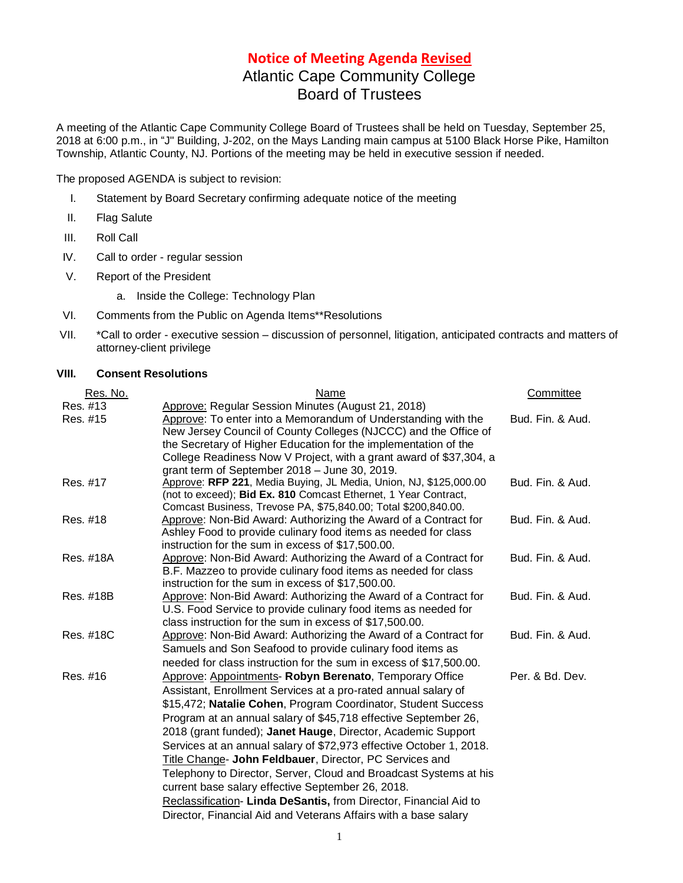# Notice of Meeting Agenda Revised

## Atlantic Cape Community College
## Board of Trustees

A meeting of the Atlantic Cape Community College Board of Trustees shall be held on Tuesday, September 25, 2018 at 6:00 p.m., in "J" Building, J-202, on the Mays Landing main campus at 5100 Black Horse Pike, Hamilton Township, Atlantic County, NJ. Portions of the meeting may be held in executive session if needed.

The proposed AGENDA is subject to revision:

I. Statement by Board Secretary confirming adequate notice of the meeting

II. Flag Salute

III. Roll Call

IV. Call to order - regular session

V. Report of the President

   a. Inside the College: Technology Plan

VI. Comments from the Public on Agenda Items**Resolutions

VII. *Call to order - executive session – discussion of personnel, litigation, anticipated contracts and matters of attorney-client privilege

**VIII. Consent Resolutions**

| Res. No. | Name | Committee |
|---|---|---|
| Res. #13 | Approve: Regular Session Minutes (August 21, 2018) | |
| Res. #15 | Approve: To enter into a Memorandum of Understanding with the New Jersey Council of County Colleges (NJCCC) and the Office of the Secretary of Higher Education for the implementation of the College Readiness Now V Project, with a grant award of $37,304, a grant term of September 2018 – June 30, 2019. | Bud. Fin. & Aud. |
| Res. #17 | Approve: **RFP 221**, Media Buying, JL Media, Union, NJ, $125,000.00 (not to exceed); **Bid Ex. 810** Comcast Ethernet, 1 Year Contract, Comcast Business, Trevose PA, $75,840.00; Total $200,840.00. | Bud. Fin. & Aud. |
| Res. #18 | Approve: Non-Bid Award: Authorizing the Award of a Contract for Ashley Food to provide culinary food items as needed for class instruction for the sum in excess of $17,500.00. | Bud. Fin. & Aud. |
| Res. #18A | Approve: Non-Bid Award: Authorizing the Award of a Contract for B.F. Mazzeo to provide culinary food items as needed for class instruction for the sum in excess of $17,500.00. | Bud. Fin. & Aud. |
| Res. #18B | Approve: Non-Bid Award: Authorizing the Award of a Contract for U.S. Food Service to provide culinary food items as needed for class instruction for the sum in excess of $17,500.00. | Bud. Fin. & Aud. |
| Res. #18C | Approve: Non-Bid Award: Authorizing the Award of a Contract for Samuels and Son Seafood to provide culinary food items as needed for class instruction for the sum in excess of $17,500.00. | Bud. Fin. & Aud. |
| Res. #16 | Approve: Appointments- **Robyn Berenato**, Temporary Office Assistant, Enrollment Services at a pro-rated annual salary of $15,472; **Natalie Cohen**, Program Coordinator, Student Success Program at an annual salary of $45,718 effective September 26, 2018 (grant funded); **Janet Hauge**, Director, Academic Support Services at an annual salary of $72,973 effective October 1, 2018. Title Change- **John Feldbauer**, Director, PC Services and Telephony to Director, Server, Cloud and Broadcast Systems at his current base salary effective September 26, 2018. Reclassification- **Linda DeSantis,** from Director, Financial Aid to Director, Financial Aid and Veterans Affairs with a base salary | Per. & Bd. Dev. |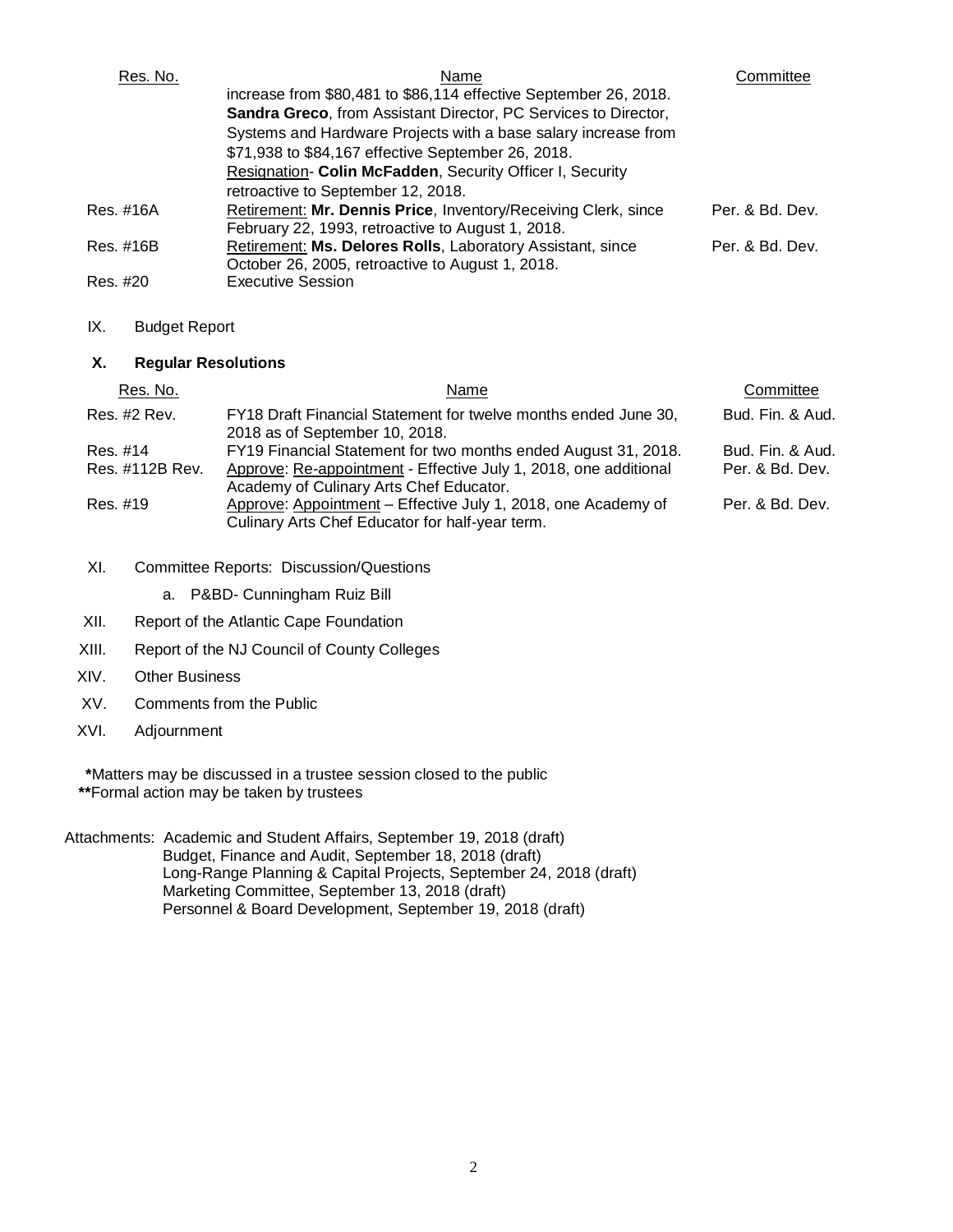| Res. No. | Name | Committee |
|---|---|---|
| | increase from \$80,481 to \$86,114 effective September 26, 2018. **Sandra Greco**, from Assistant Director, PC Services to Director, Systems and Hardware Projects with a base salary increase from \$71,938 to \$84,167 effective September 26, 2018. Resignation- **Colin McFadden**, Security Officer I, Security retroactive to September 12, 2018. | |
| Res. #16A | Retirement: **Mr. Dennis Price**, Inventory/Receiving Clerk, since February 22, 1993, retroactive to August 1, 2018. | Per. & Bd. Dev. |
| Res. #16B | Retirement: **Ms. Delores Rolls**, Laboratory Assistant, since October 26, 2005, retroactive to August 1, 2018. | Per. & Bd. Dev. |
| Res. #20 | Executive Session | |

IX. Budget Report

## X. Regular Resolutions

| Res. No. | Name | Committee |
|---|---|---|
| Res. #2 Rev. | FY18 Draft Financial Statement for twelve months ended June 30, 2018 as of September 10, 2018. | Bud. Fin. & Aud. |
| Res. #14 | FY19 Financial Statement for two months ended August 31, 2018. | Bud. Fin. & Aud. |
| Res. #112B Rev. | Approve: Re-appointment - Effective July 1, 2018, one additional Academy of Culinary Arts Chef Educator. | Per. & Bd. Dev. |
| Res. #19 | Approve: Appointment – Effective July 1, 2018, one Academy of Culinary Arts Chef Educator for half-year term. | Per. & Bd. Dev. |

XI. Committee Reports: Discussion/Questions

a. P&BD- Cunningham Ruiz Bill

XII. Report of the Atlantic Cape Foundation

XIII. Report of the NJ Council of County Colleges

XIV. Other Business

XV. Comments from the Public

XVI. Adjournment

**\***Matters may be discussed in a trustee session closed to the public
**\*\***Formal action may be taken by trustees

Attachments: Academic and Student Affairs, September 19, 2018 (draft)
Budget, Finance and Audit, September 18, 2018 (draft)
Long-Range Planning & Capital Projects, September 24, 2018 (draft)
Marketing Committee, September 13, 2018 (draft)
Personnel & Board Development, September 19, 2018 (draft)